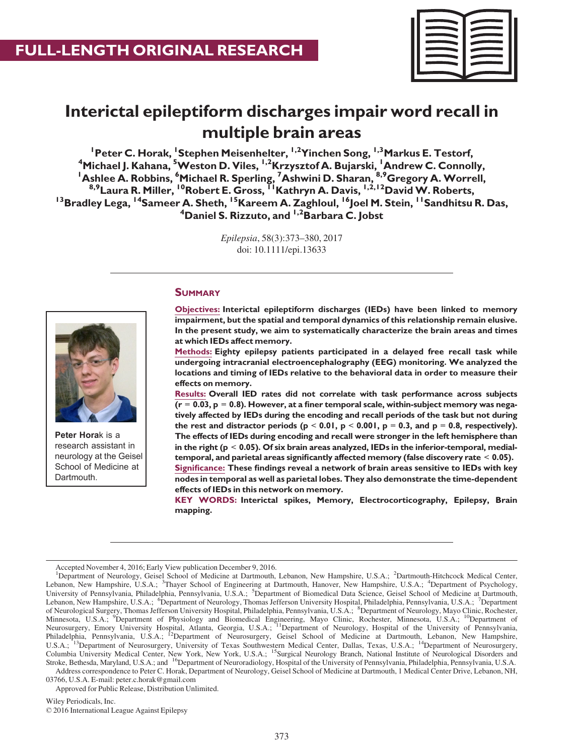FULL-LENGTH ORIGINAL RESEARCH

# Interictal epileptiform discharges impair word recall in multiple brain areas

[1]Peter C. Horak, [1]Stephen Meisenhelter, [1,2]Yinchen Song, [1,3]Markus E. Testorf, [4]Michael J. Kahana, [5]Weston D. Viles, [1,2]Krzysztof A. Bujarski, [1]Andrew C. Connolly, [1]Ashlee A. Robbins, [6]Michael R. Sperling, [7]Ashwini D. Sharan, [8,9]Gregory A. Worrell, [8,9]Laura R. Miller, [10]Robert E. Gross, [11]Kathryn A. Davis, [1,2,12]David W. Roberts, [13]Bradley Lega, [14]Sameer A. Sheth, [15]Kareem A. Zaghloul, [16]Joel M. Stein, [11]Sandhitsu R. Das, [4]Daniel S. Rizzuto, and [1,2]Barbara C. Jobst

*Epilepsia*, 58(3):373–380, 2017
doi: 10.1111/epi.13633

## Summary

**Objectives:** Interictal epileptiform discharges (IEDs) have been linked to memory impairment, but the spatial and temporal dynamics of this relationship remain elusive. In the present study, we aim to systematically characterize the brain areas and times at which IEDs affect memory.

**Methods:** Eighty epilepsy patients participated in a delayed free recall task while undergoing intracranial electroencephalography (EEG) monitoring. We analyzed the locations and timing of IEDs relative to the behavioral data in order to measure their effects on memory.

**Results:** Overall IED rates did not correlate with task performance across subjects ($r = 0.03$, $p = 0.8$). However, at a finer temporal scale, within-subject memory was negatively affected by IEDs during the encoding and recall periods of the task but not during the rest and distractor periods ($p < 0.01$, $p < 0.001$, $p = 0.3$, and $p = 0.8$, respectively). The effects of IEDs during encoding and recall were stronger in the left hemisphere than in the right ($p < 0.05$). Of six brain areas analyzed, IEDs in the inferior-temporal, medial-temporal, and parietal areas significantly affected memory (false discovery rate $< 0.05$).

**Significance:** These findings reveal a network of brain areas sensitive to IEDs with key nodes in temporal as well as parietal lobes. They also demonstrate the time-dependent effects of IEDs in this network on memory.

**KEY WORDS:** Interictal spikes, Memory, Electrocorticography, Epilepsy, Brain mapping.

Peter Horak is a research assistant in neurology at the Geisel School of Medicine at Dartmouth.

Accepted November 4, 2016; Early View publication December 9, 2016.

[1]Department of Neurology, Geisel School of Medicine at Dartmouth, Lebanon, New Hampshire, U.S.A.; [2]Dartmouth-Hitchcock Medical Center, Lebanon, New Hampshire, U.S.A.; [3]Thayer School of Engineering at Dartmouth, Hanover, New Hampshire, U.S.A.; [4]Department of Psychology, University of Pennsylvania, Philadelphia, Pennsylvania, U.S.A.; [5]Department of Biomedical Data Science, Geisel School of Medicine at Dartmouth, Lebanon, New Hampshire, U.S.A.; [6]Department of Neurology, Thomas Jefferson University Hospital, Philadelphia, Pennsylvania, U.S.A.; [7]Department of Neurological Surgery, Thomas Jefferson University Hospital, Philadelphia, Pennsylvania, U.S.A.; [8]Department of Neurology, Mayo Clinic, Rochester, Minnesota, U.S.A.; [9]Department of Physiology and Biomedical Engineering, Mayo Clinic, Rochester, Minnesota, U.S.A.; [10]Department of Neurosurgery, Emory University Hospital, Atlanta, Georgia, U.S.A.; [11]Department of Neurology, Hospital of the University of Pennsylvania, Philadelphia, Pennsylvania, U.S.A.; [12]Department of Neurosurgery, Geisel School of Medicine at Dartmouth, Lebanon, New Hampshire, U.S.A.; [13]Department of Neurosurgery, University of Texas Southwestern Medical Center, Dallas, Texas, U.S.A.; [14]Department of Neurosurgery, Columbia University Medical Center, New York, New York, U.S.A.; [15]Surgical Neurology Branch, National Institute of Neurological Disorders and Stroke, Bethesda, Maryland, U.S.A.; and [16]Department of Neuroradiology, Hospital of the University of Pennsylvania, Philadelphia, Pennsylvania, U.S.A.

Address correspondence to Peter C. Horak, Department of Neurology, Geisel School of Medicine at Dartmouth, 1 Medical Center Drive, Lebanon, NH, 03766, U.S.A. E-mail: peter.c.horak@gmail.com

Approved for Public Release, Distribution Unlimited.

Wiley Periodicals, Inc.
© 2016 International League Against Epilepsy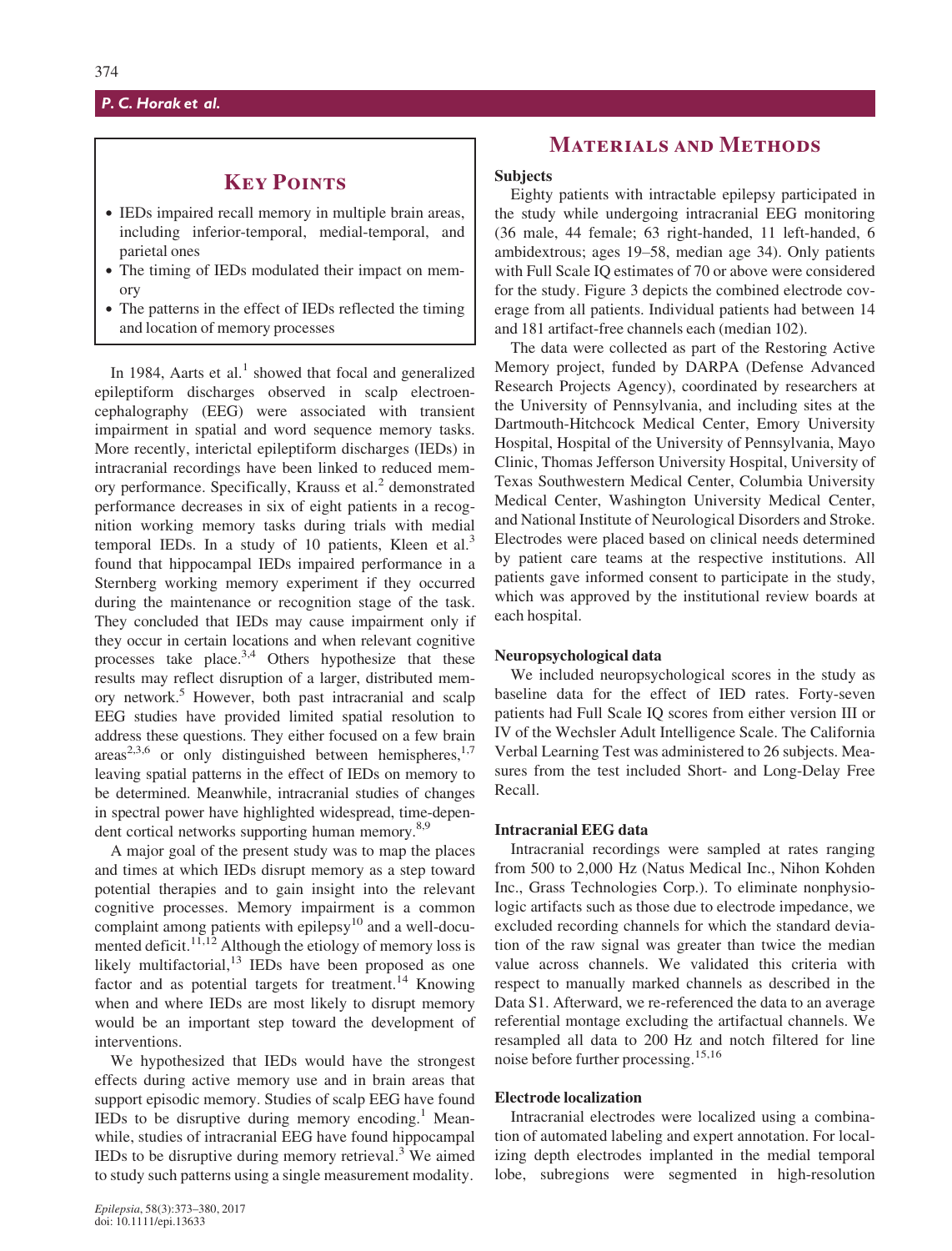## Key Points

- IEDs impaired recall memory in multiple brain areas, including inferior-temporal, medial-temporal, and parietal ones
- The timing of IEDs modulated their impact on memory
- The patterns in the effect of IEDs reflected the timing and location of memory processes

In 1984, Aarts et al.[1] showed that focal and generalized epileptiform discharges observed in scalp electroencephalography (EEG) were associated with transient impairment in spatial and word sequence memory tasks. More recently, interictal epileptiform discharges (IEDs) in intracranial recordings have been linked to reduced memory performance. Specifically, Krauss et al.[2] demonstrated performance decreases in six of eight patients in a recognition working memory tasks during trials with medial temporal IEDs. In a study of 10 patients, Kleen et al.[3] found that hippocampal IEDs impaired performance in a Sternberg working memory experiment if they occurred during the maintenance or recognition stage of the task. They concluded that IEDs may cause impairment only if they occur in certain locations and when relevant cognitive processes take place.[3,4] Others hypothesize that these results may reflect disruption of a larger, distributed memory network.[5] However, both past intracranial and scalp EEG studies have provided limited spatial resolution to address these questions. They either focused on a few brain areas[2,3,6] or only distinguished between hemispheres,[1,7] leaving spatial patterns in the effect of IEDs on memory to be determined. Meanwhile, intracranial studies of changes in spectral power have highlighted widespread, time-dependent cortical networks supporting human memory.[8,9]

A major goal of the present study was to map the places and times at which IEDs disrupt memory as a step toward potential therapies and to gain insight into the relevant cognitive processes. Memory impairment is a common complaint among patients with epilepsy[10] and a well-documented deficit.[11,12] Although the etiology of memory loss is likely multifactorial,[13] IEDs have been proposed as one factor and as potential targets for treatment.[14] Knowing when and where IEDs are most likely to disrupt memory would be an important step toward the development of interventions.

We hypothesized that IEDs would have the strongest effects during active memory use and in brain areas that support episodic memory. Studies of scalp EEG have found IEDs to be disruptive during memory encoding.[1] Meanwhile, studies of intracranial EEG have found hippocampal IEDs to be disruptive during memory retrieval.[3] We aimed to study such patterns using a single measurement modality.

## Materials and Methods

### Subjects

Eighty patients with intractable epilepsy participated in the study while undergoing intracranial EEG monitoring (36 male, 44 female; 63 right-handed, 11 left-handed, 6 ambidextrous; ages 19–58, median age 34). Only patients with Full Scale IQ estimates of 70 or above were considered for the study. Figure 3 depicts the combined electrode coverage from all patients. Individual patients had between 14 and 181 artifact-free channels each (median 102).

The data were collected as part of the Restoring Active Memory project, funded by DARPA (Defense Advanced Research Projects Agency), coordinated by researchers at the University of Pennsylvania, and including sites at the Dartmouth-Hitchcock Medical Center, Emory University Hospital, Hospital of the University of Pennsylvania, Mayo Clinic, Thomas Jefferson University Hospital, University of Texas Southwestern Medical Center, Columbia University Medical Center, Washington University Medical Center, and National Institute of Neurological Disorders and Stroke. Electrodes were placed based on clinical needs determined by patient care teams at the respective institutions. All patients gave informed consent to participate in the study, which was approved by the institutional review boards at each hospital.

### Neuropsychological data

We included neuropsychological scores in the study as baseline data for the effect of IED rates. Forty-seven patients had Full Scale IQ scores from either version III or IV of the Wechsler Adult Intelligence Scale. The California Verbal Learning Test was administered to 26 subjects. Measures from the test included Short- and Long-Delay Free Recall.

### Intracranial EEG data

Intracranial recordings were sampled at rates ranging from 500 to 2,000 Hz (Natus Medical Inc., Nihon Kohden Inc., Grass Technologies Corp.). To eliminate nonphysiologic artifacts such as those due to electrode impedance, we excluded recording channels for which the standard deviation of the raw signal was greater than twice the median value across channels. We validated this criteria with respect to manually marked channels as described in the Data S1. Afterward, we re-referenced the data to an average referential montage excluding the artifactual channels. We resampled all data to 200 Hz and notch filtered for line noise before further processing.[15,16]

### Electrode localization

Intracranial electrodes were localized using a combination of automated labeling and expert annotation. For localizing depth electrodes implanted in the medial temporal lobe, subregions were segmented in high-resolution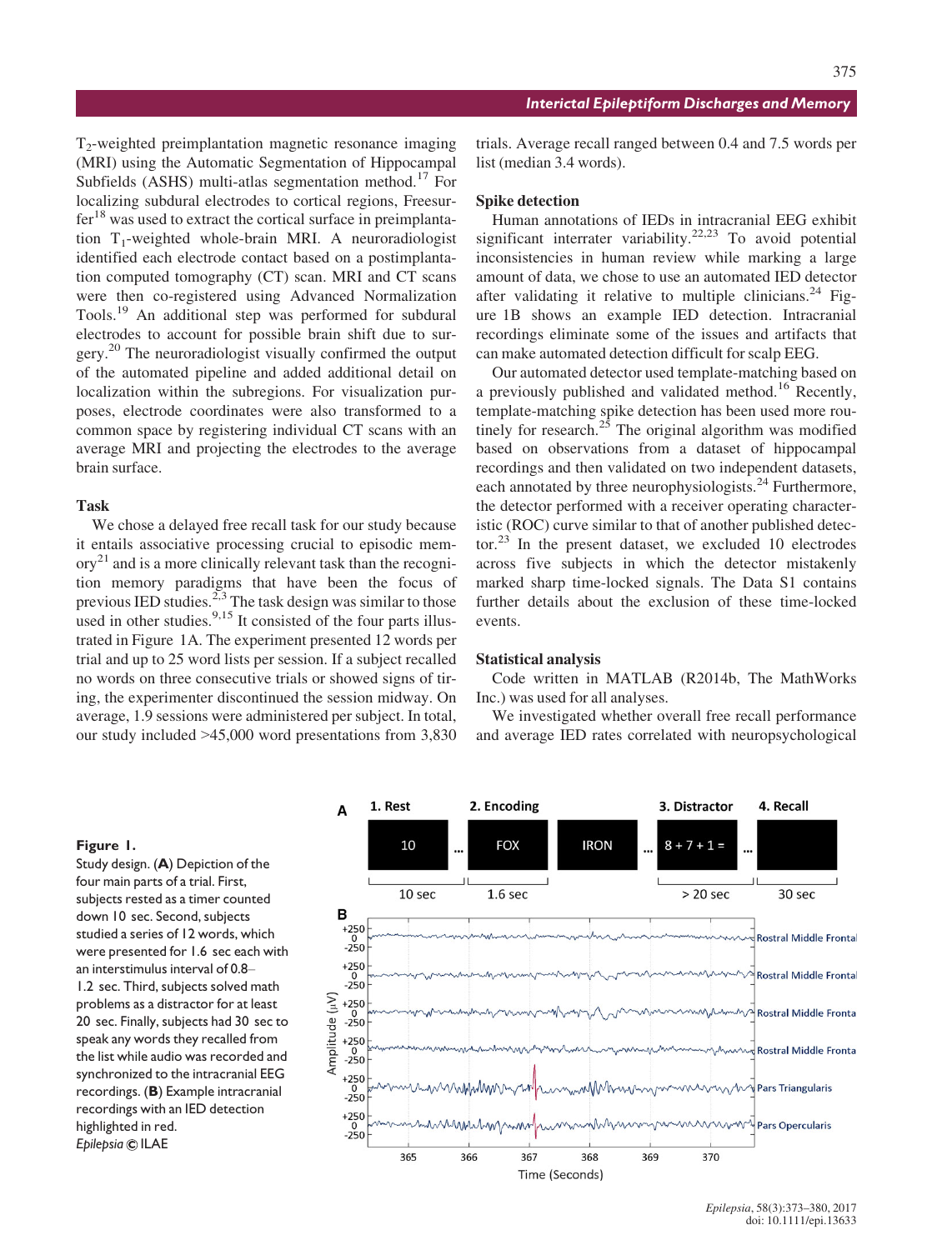$T_2$-weighted preimplantation magnetic resonance imaging (MRI) using the Automatic Segmentation of Hippocampal Subfields (ASHS) multi-atlas segmentation method.[17] For localizing subdural electrodes to cortical regions, Freesurfer[18] was used to extract the cortical surface in preimplantation $T_1$-weighted whole-brain MRI. A neuroradiologist identified each electrode contact based on a postimplantation computed tomography (CT) scan. MRI and CT scans were then co-registered using Advanced Normalization Tools.[19] An additional step was performed for subdural electrodes to account for possible brain shift due to surgery.[20] The neuroradiologist visually confirmed the output of the automated pipeline and added additional detail on localization within the subregions. For visualization purposes, electrode coordinates were also transformed to a common space by registering individual CT scans with an average MRI and projecting the electrodes to the average brain surface.

### Task

We chose a delayed free recall task for our study because it entails associative processing crucial to episodic memory[21] and is a more clinically relevant task than the recognition memory paradigms that have been the focus of previous IED studies.[2,3] The task design was similar to those used in other studies.[9,15] It consisted of the four parts illustrated in Figure 1A. The experiment presented 12 words per trial and up to 25 word lists per session. If a subject recalled no words on three consecutive trials or showed signs of tiring, the experimenter discontinued the session midway. On average, 1.9 sessions were administered per subject. In total, our study included >45,000 word presentations from 3,830 trials. Average recall ranged between 0.4 and 7.5 words per list (median 3.4 words).

### Spike detection

Human annotations of IEDs in intracranial EEG exhibit significant interrater variability.[22,23] To avoid potential inconsistencies in human review while marking a large amount of data, we chose to use an automated IED detector after validating it relative to multiple clinicians.[24] Figure 1B shows an example IED detection. Intracranial recordings eliminate some of the issues and artifacts that can make automated detection difficult for scalp EEG.

Our automated detector used template-matching based on a previously published and validated method.[16] Recently, template-matching spike detection has been used more routinely for research.[25] The original algorithm was modified based on observations from a dataset of hippocampal recordings and then validated on two independent datasets, each annotated by three neurophysiologists.[24] Furthermore, the detector performed with a receiver operating characteristic (ROC) curve similar to that of another published detector.[23] In the present dataset, we excluded 10 electrodes across five subjects in which the detector mistakenly marked sharp time-locked signals. The Data S1 contains further details about the exclusion of these time-locked events.

### Statistical analysis

Code written in MATLAB (R2014b, The MathWorks Inc.) was used for all analyses.

We investigated whether overall free recall performance and average IED rates correlated with neuropsychological

**Figure 1.**
Study design. (**A**) Depiction of the four main parts of a trial. First, subjects rested as a timer counted down 10 sec. Second, subjects studied a series of 12 words, which were presented for 1.6 sec each with an interstimulus interval of 0.8–1.2 sec. Third, subjects solved math problems as a distractor for at least 20 sec. Finally, subjects had 30 sec to speak any words they recalled from the list while audio was recorded and synchronized to the intracranial EEG recordings. (**B**) Example intracranial recordings with an IED detection highlighted in red.
*Epilepsia* © ILAE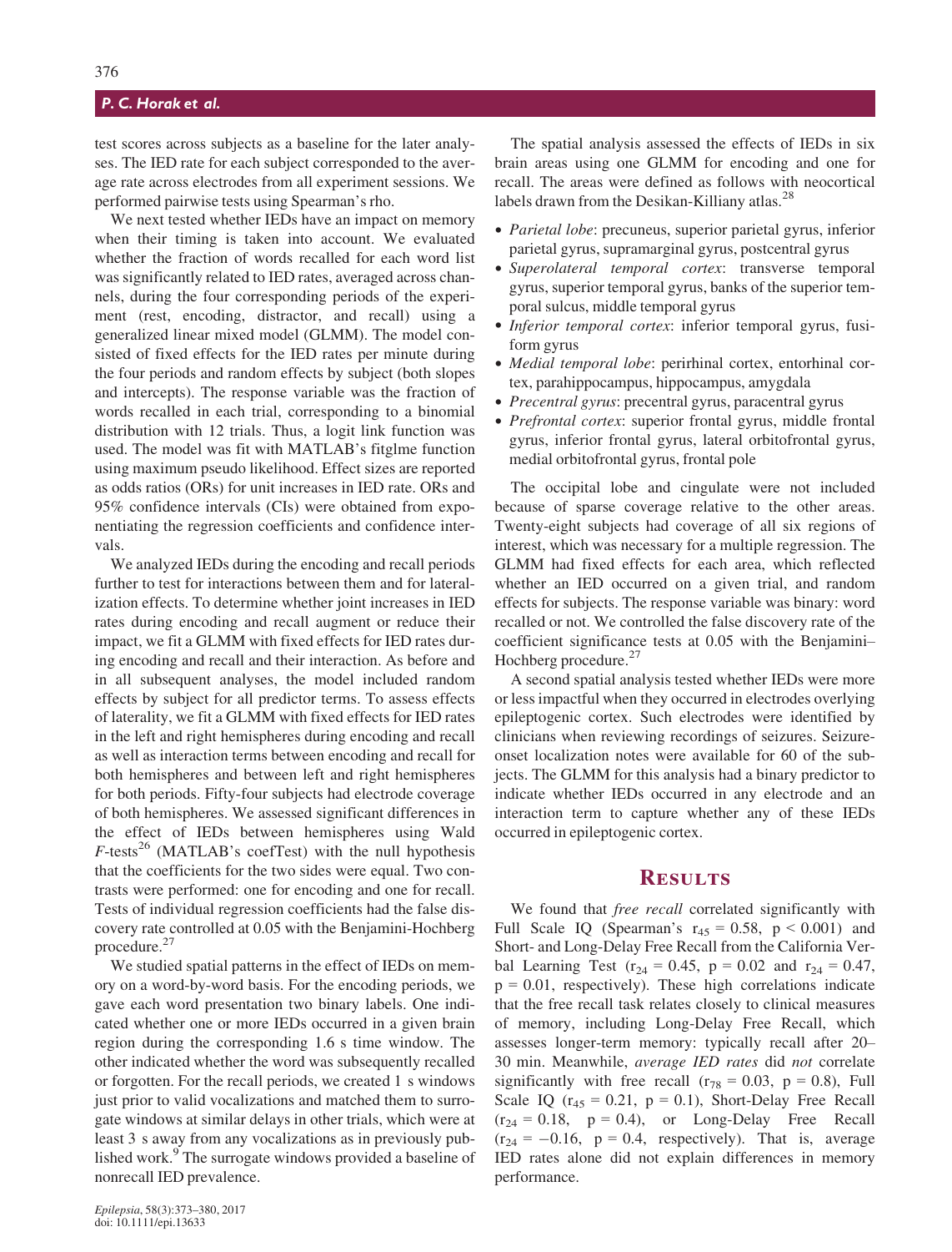test scores across subjects as a baseline for the later analyses. The IED rate for each subject corresponded to the average rate across electrodes from all experiment sessions. We performed pairwise tests using Spearman's rho.

We next tested whether IEDs have an impact on memory when their timing is taken into account. We evaluated whether the fraction of words recalled for each word list was significantly related to IED rates, averaged across channels, during the four corresponding periods of the experiment (rest, encoding, distractor, and recall) using a generalized linear mixed model (GLMM). The model consisted of fixed effects for the IED rates per minute during the four periods and random effects by subject (both slopes and intercepts). The response variable was the fraction of words recalled in each trial, corresponding to a binomial distribution with 12 trials. Thus, a logit link function was used. The model was fit with MATLAB's fitglme function using maximum pseudo likelihood. Effect sizes are reported as odds ratios (ORs) for unit increases in IED rate. ORs and 95% confidence intervals (CIs) were obtained from exponentiating the regression coefficients and confidence intervals.

We analyzed IEDs during the encoding and recall periods further to test for interactions between them and for lateralization effects. To determine whether joint increases in IED rates during encoding and recall augment or reduce their impact, we fit a GLMM with fixed effects for IED rates during encoding and recall and their interaction. As before and in all subsequent analyses, the model included random effects by subject for all predictor terms. To assess effects of laterality, we fit a GLMM with fixed effects for IED rates in the left and right hemispheres during encoding and recall as well as interaction terms between encoding and recall for both hemispheres and between left and right hemispheres for both periods. Fifty-four subjects had electrode coverage of both hemispheres. We assessed significant differences in the effect of IEDs between hemispheres using Wald $F$-tests[26] (MATLAB's coefTest) with the null hypothesis that the coefficients for the two sides were equal. Two contrasts were performed: one for encoding and one for recall. Tests of individual regression coefficients had the false discovery rate controlled at 0.05 with the Benjamini-Hochberg procedure.[27]

We studied spatial patterns in the effect of IEDs on memory on a word-by-word basis. For the encoding periods, we gave each word presentation two binary labels. One indicated whether one or more IEDs occurred in a given brain region during the corresponding 1.6 s time window. The other indicated whether the word was subsequently recalled or forgotten. For the recall periods, we created 1 s windows just prior to valid vocalizations and matched them to surrogate windows at similar delays in other trials, which were at least 3 s away from any vocalizations as in previously published work.[9] The surrogate windows provided a baseline of nonrecall IED prevalence.

The spatial analysis assessed the effects of IEDs in six brain areas using one GLMM for encoding and one for recall. The areas were defined as follows with neocortical labels drawn from the Desikan-Killiany atlas.[28]

- *Parietal lobe*: precuneus, superior parietal gyrus, inferior parietal gyrus, supramarginal gyrus, postcentral gyrus
- *Superolateral temporal cortex*: transverse temporal gyrus, superior temporal gyrus, banks of the superior temporal sulcus, middle temporal gyrus
- *Inferior temporal cortex*: inferior temporal gyrus, fusiform gyrus
- *Medial temporal lobe*: perirhinal cortex, entorhinal cortex, parahippocampus, hippocampus, amygdala
- *Precentral gyrus*: precentral gyrus, paracentral gyrus
- *Prefrontal cortex*: superior frontal gyrus, middle frontal gyrus, inferior frontal gyrus, lateral orbitofrontal gyrus, medial orbitofrontal gyrus, frontal pole

The occipital lobe and cingulate were not included because of sparse coverage relative to the other areas. Twenty-eight subjects had coverage of all six regions of interest, which was necessary for a multiple regression. The GLMM had fixed effects for each area, which reflected whether an IED occurred on a given trial, and random effects for subjects. The response variable was binary: word recalled or not. We controlled the false discovery rate of the coefficient significance tests at 0.05 with the Benjamini–Hochberg procedure.[27]

A second spatial analysis tested whether IEDs were more or less impactful when they occurred in electrodes overlying epileptogenic cortex. Such electrodes were identified by clinicians when reviewing recordings of seizures. Seizure-onset localization notes were available for 60 of the subjects. The GLMM for this analysis had a binary predictor to indicate whether IEDs occurred in any electrode and an interaction term to capture whether any of these IEDs occurred in epileptogenic cortex.

## Results

We found that *free recall* correlated significantly with Full Scale IQ (Spearman's $r_{45} = 0.58$, $p < 0.001$) and Short- and Long-Delay Free Recall from the California Verbal Learning Test ($r_{24} = 0.45$, $p = 0.02$ and $r_{24} = 0.47$, $p = 0.01$, respectively). These high correlations indicate that the free recall task relates closely to clinical measures of memory, including Long-Delay Free Recall, which assesses longer-term memory: typically recall after 20–30 min. Meanwhile, *average IED rates* did *not* correlate significantly with free recall ($r_{78} = 0.03$, $p = 0.8$), Full Scale IQ ($r_{45} = 0.21$, $p = 0.1$), Short-Delay Free Recall ($r_{24} = 0.18$, $p = 0.4$), or Long-Delay Free Recall ($r_{24} = -0.16$, $p = 0.4$, respectively). That is, average IED rates alone did not explain differences in memory performance.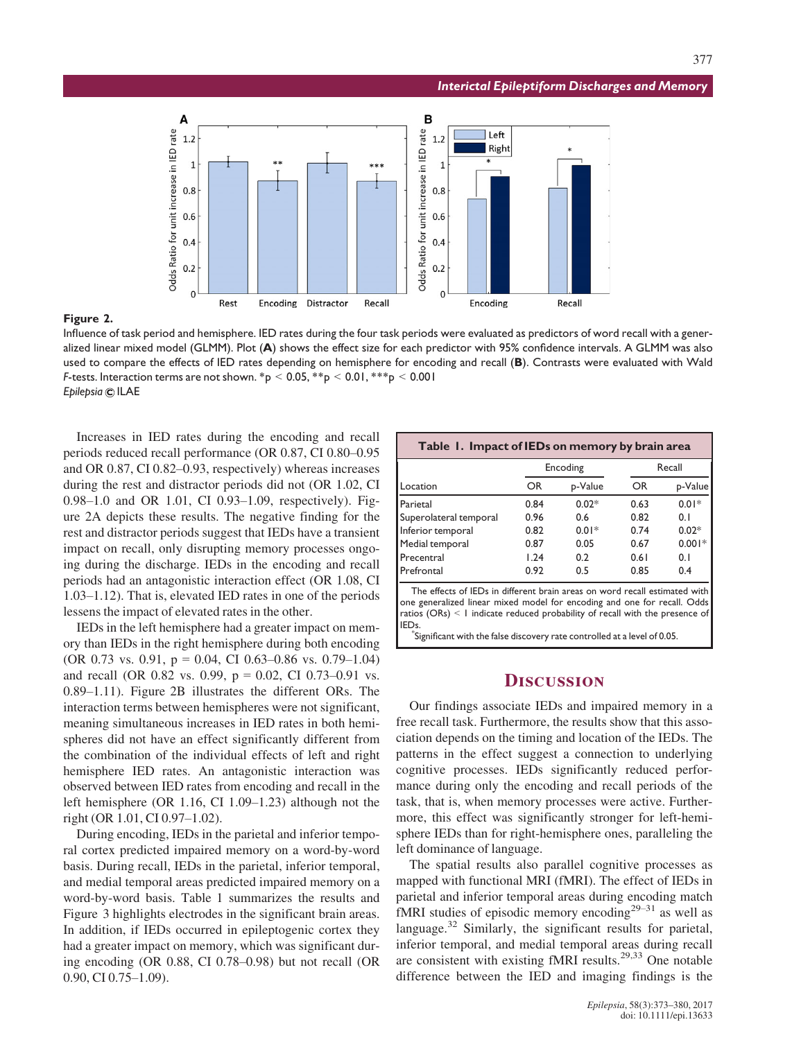**Figure 2.**

Influence of task period and hemisphere. IED rates during the four task periods were evaluated as predictors of word recall with a generalized linear mixed model (GLMM). Plot (**A**) shows the effect size for each predictor with 95% confidence intervals. A GLMM was also used to compare the effects of IED rates depending on hemisphere for encoding and recall (**B**). Contrasts were evaluated with Wald *F*-tests. Interaction terms are not shown. *p < 0.05, **p < 0.01, ***p < 0.001

*Epilepsia* © ILAE

Increases in IED rates during the encoding and recall periods reduced recall performance (OR 0.87, CI 0.80–0.95 and OR 0.87, CI 0.82–0.93, respectively) whereas increases during the rest and distractor periods did not (OR 1.02, CI 0.98–1.0 and OR 1.01, CI 0.93–1.09, respectively). Figure 2A depicts these results. The negative finding for the rest and distractor periods suggest that IEDs have a transient impact on recall, only disrupting memory processes ongoing during the discharge. IEDs in the encoding and recall periods had an antagonistic interaction effect (OR 1.08, CI 1.03–1.12). That is, elevated IED rates in one of the periods lessens the impact of elevated rates in the other.

IEDs in the left hemisphere had a greater impact on memory than IEDs in the right hemisphere during both encoding (OR 0.73 vs. 0.91, p = 0.04, CI 0.63–0.86 vs. 0.79–1.04) and recall (OR 0.82 vs. 0.99, p = 0.02, CI 0.73–0.91 vs. 0.89–1.11). Figure 2B illustrates the different ORs. The interaction terms between hemispheres were not significant, meaning simultaneous increases in IED rates in both hemispheres did not have an effect significantly different from the combination of the individual effects of left and right hemisphere IED rates. An antagonistic interaction was observed between IED rates from encoding and recall in the left hemisphere (OR 1.16, CI 1.09–1.23) although not the right (OR 1.01, CI 0.97–1.02).

During encoding, IEDs in the parietal and inferior temporal cortex predicted impaired memory on a word-by-word basis. During recall, IEDs in the parietal, inferior temporal, and medial temporal areas predicted impaired memory on a word-by-word basis. Table 1 summarizes the results and Figure 3 highlights electrodes in the significant brain areas. In addition, if IEDs occurred in epileptogenic cortex they had a greater impact on memory, which was significant during encoding (OR 0.88, CI 0.78–0.98) but not recall (OR 0.90, CI 0.75–1.09).

**Table 1. Impact of IEDs on memory by brain area**

| | Encoding | | Recall | |
|---|---|---|---|---|
| Location | OR | p-Value | OR | p-Value |
| Parietal | 0.84 | 0.02* | 0.63 | 0.01* |
| Superolateral temporal | 0.96 | 0.6 | 0.82 | 0.1 |
| Inferior temporal | 0.82 | 0.01* | 0.74 | 0.02* |
| Medial temporal | 0.87 | 0.05 | 0.67 | 0.001* |
| Precentral | 1.24 | 0.2 | 0.61 | 0.1 |
| Prefrontal | 0.92 | 0.5 | 0.85 | 0.4 |

The effects of IEDs in different brain areas on word recall estimated with one generalized linear mixed model for encoding and one for recall. Odds ratios (ORs) < 1 indicate reduced probability of recall with the presence of IEDs.

*Significant with the false discovery rate controlled at a level of 0.05.

## Discussion

Our findings associate IEDs and impaired memory in a free recall task. Furthermore, the results show that this association depends on the timing and location of the IEDs. The patterns in the effect suggest a connection to underlying cognitive processes. IEDs significantly reduced performance during only the encoding and recall periods of the task, that is, when memory processes were active. Furthermore, this effect was significantly stronger for left-hemisphere IEDs than for right-hemisphere ones, paralleling the left dominance of language.

The spatial results also parallel cognitive processes as mapped with functional MRI (fMRI). The effect of IEDs in parietal and inferior temporal areas during encoding match fMRI studies of episodic memory encoding[29–31] as well as language.[32] Similarly, the significant results for parietal, inferior temporal, and medial temporal areas during recall are consistent with existing fMRI results.[29,33] One notable difference between the IED and imaging findings is the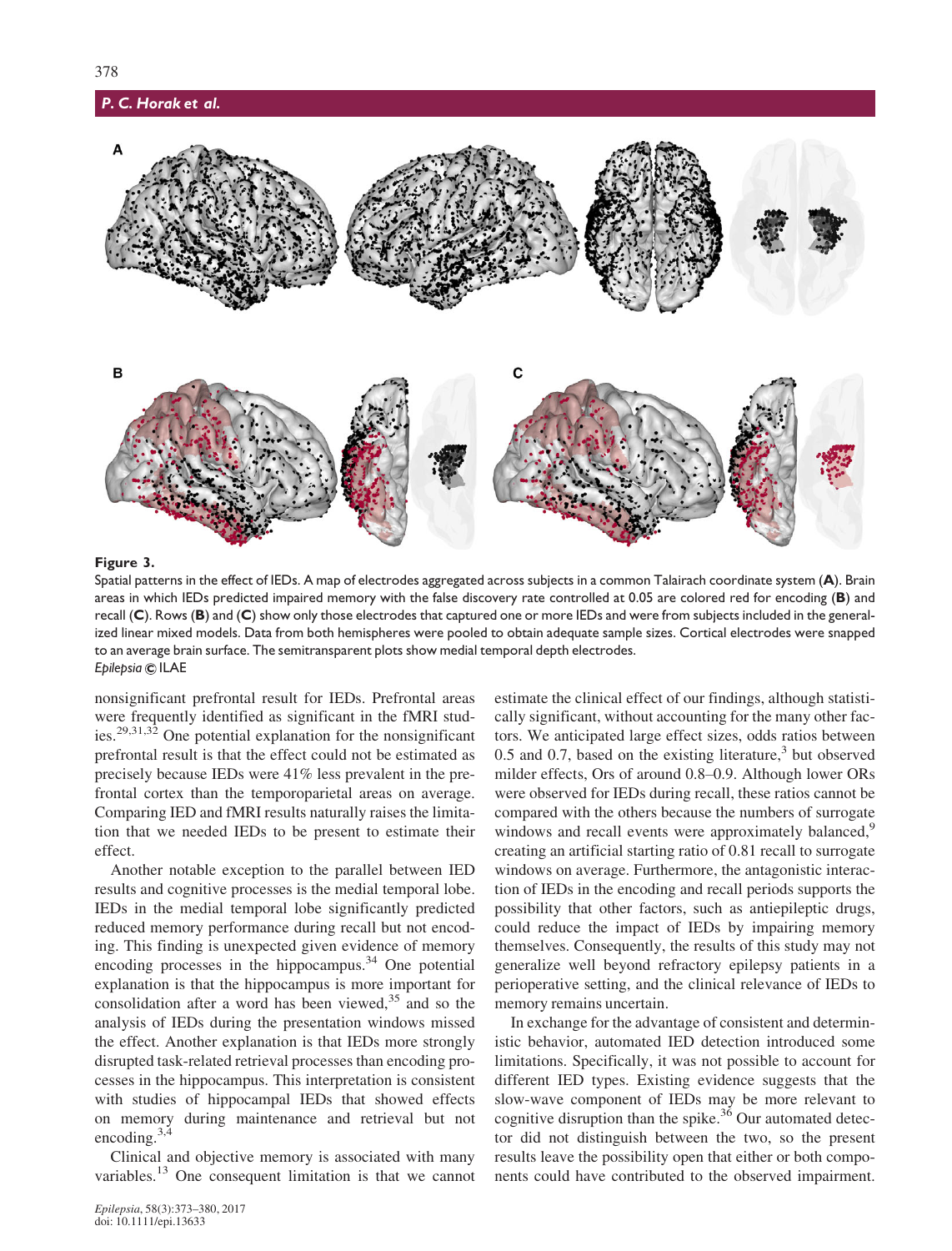**Figure 3.**

Spatial patterns in the effect of IEDs. A map of electrodes aggregated across subjects in a common Talairach coordinate system (**A**). Brain areas in which IEDs predicted impaired memory with the false discovery rate controlled at 0.05 are colored red for encoding (**B**) and recall (**C**). Rows (**B**) and (**C**) show only those electrodes that captured one or more IEDs and were from subjects included in the generalized linear mixed models. Data from both hemispheres were pooled to obtain adequate sample sizes. Cortical electrodes were snapped to an average brain surface. The semitransparent plots show medial temporal depth electrodes.
*Epilepsia* © ILAE

nonsignificant prefrontal result for IEDs. Prefrontal areas were frequently identified as significant in the fMRI studies.[29,31,32] One potential explanation for the nonsignificant prefrontal result is that the effect could not be estimated as precisely because IEDs were 41% less prevalent in the prefrontal cortex than the temporoparietal areas on average. Comparing IED and fMRI results naturally raises the limitation that we needed IEDs to be present to estimate their effect.

Another notable exception to the parallel between IED results and cognitive processes is the medial temporal lobe. IEDs in the medial temporal lobe significantly predicted reduced memory performance during recall but not encoding. This finding is unexpected given evidence of memory encoding processes in the hippocampus.[34] One potential explanation is that the hippocampus is more important for consolidation after a word has been viewed,[35] and so the analysis of IEDs during the presentation windows missed the effect. Another explanation is that IEDs more strongly disrupted task-related retrieval processes than encoding processes in the hippocampus. This interpretation is consistent with studies of hippocampal IEDs that showed effects on memory during maintenance and retrieval but not encoding.[3,4]

Clinical and objective memory is associated with many variables.[13] One consequent limitation is that we cannot estimate the clinical effect of our findings, although statistically significant, without accounting for the many other factors. We anticipated large effect sizes, odds ratios between 0.5 and 0.7, based on the existing literature,[3] but observed milder effects, Ors of around 0.8–0.9. Although lower ORs were observed for IEDs during recall, these ratios cannot be compared with the others because the numbers of surrogate windows and recall events were approximately balanced,[9] creating an artificial starting ratio of 0.81 recall to surrogate windows on average. Furthermore, the antagonistic interaction of IEDs in the encoding and recall periods supports the possibility that other factors, such as antiepileptic drugs, could reduce the impact of IEDs by impairing memory themselves. Consequently, the results of this study may not generalize well beyond refractory epilepsy patients in a perioperative setting, and the clinical relevance of IEDs to memory remains uncertain.

In exchange for the advantage of consistent and deterministic behavior, automated IED detection introduced some limitations. Specifically, it was not possible to account for different IED types. Existing evidence suggests that the slow-wave component of IEDs may be more relevant to cognitive disruption than the spike.[36] Our automated detector did not distinguish between the two, so the present results leave the possibility open that either or both components could have contributed to the observed impairment.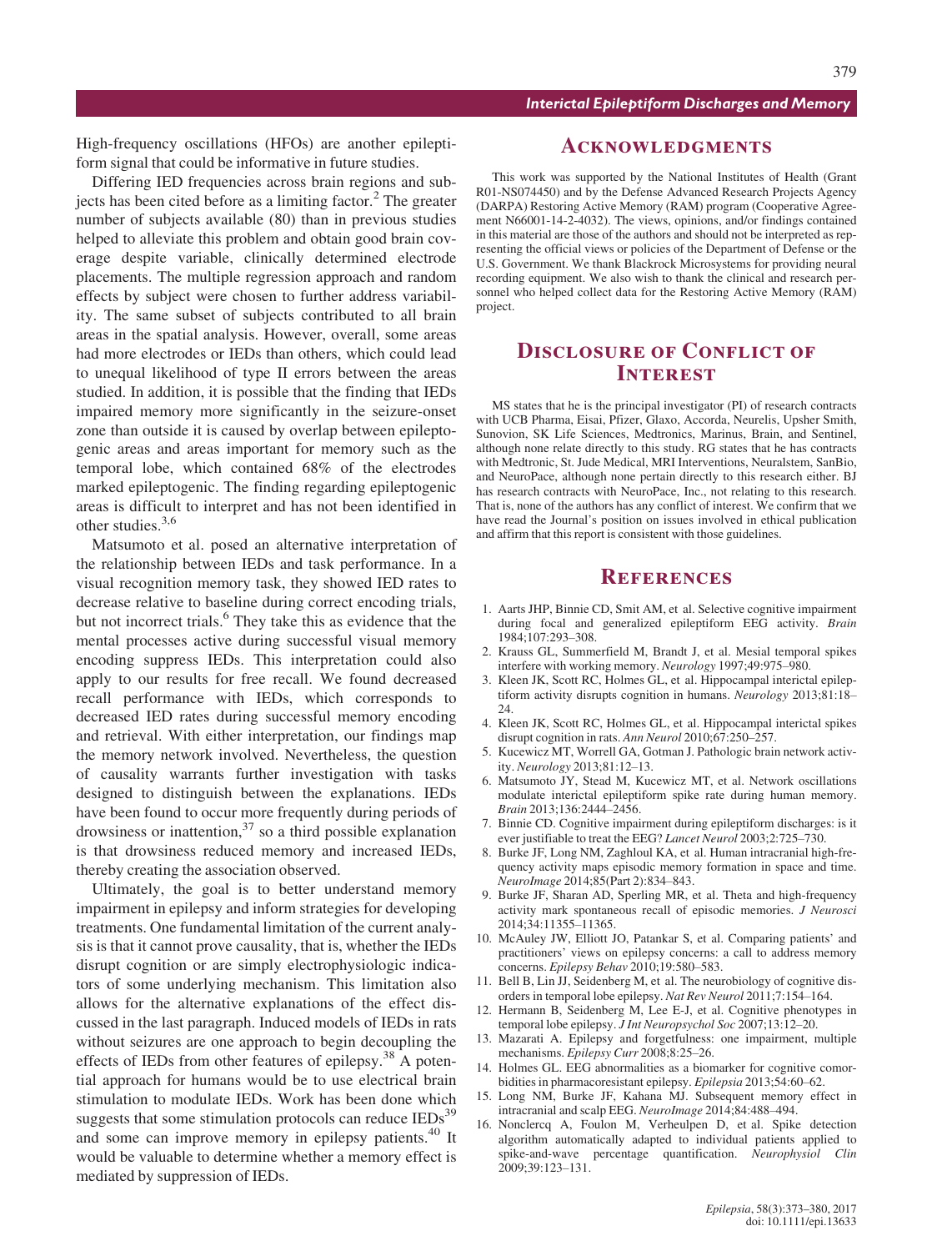High-frequency oscillations (HFOs) are another epileptiform signal that could be informative in future studies.

Differing IED frequencies across brain regions and subjects has been cited before as a limiting factor.[2] The greater number of subjects available (80) than in previous studies helped to alleviate this problem and obtain good brain coverage despite variable, clinically determined electrode placements. The multiple regression approach and random effects by subject were chosen to further address variability. The same subset of subjects contributed to all brain areas in the spatial analysis. However, overall, some areas had more electrodes or IEDs than others, which could lead to unequal likelihood of type II errors between the areas studied. In addition, it is possible that the finding that IEDs impaired memory more significantly in the seizure-onset zone than outside it is caused by overlap between epileptogenic areas and areas important for memory such as the temporal lobe, which contained 68% of the electrodes marked epileptogenic. The finding regarding epileptogenic areas is difficult to interpret and has not been identified in other studies.[3,6]

Matsumoto et al. posed an alternative interpretation of the relationship between IEDs and task performance. In a visual recognition memory task, they showed IED rates to decrease relative to baseline during correct encoding trials, but not incorrect trials.[6] They take this as evidence that the mental processes active during successful visual memory encoding suppress IEDs. This interpretation could also apply to our results for free recall. We found decreased recall performance with IEDs, which corresponds to decreased IED rates during successful memory encoding and retrieval. With either interpretation, our findings map the memory network involved. Nevertheless, the question of causality warrants further investigation with tasks designed to distinguish between the explanations. IEDs have been found to occur more frequently during periods of drowsiness or inattention,[37] so a third possible explanation is that drowsiness reduced memory and increased IEDs, thereby creating the association observed.

Ultimately, the goal is to better understand memory impairment in epilepsy and inform strategies for developing treatments. One fundamental limitation of the current analysis is that it cannot prove causality, that is, whether the IEDs disrupt cognition or are simply electrophysiologic indicators of some underlying mechanism. This limitation also allows for the alternative explanations of the effect discussed in the last paragraph. Induced models of IEDs in rats without seizures are one approach to begin decoupling the effects of IEDs from other features of epilepsy.[38] A potential approach for humans would be to use electrical brain stimulation to modulate IEDs. Work has been done which suggests that some stimulation protocols can reduce IEDs[39] and some can improve memory in epilepsy patients.[40] It would be valuable to determine whether a memory effect is mediated by suppression of IEDs.

## Acknowledgments

This work was supported by the National Institutes of Health (Grant R01-NS074450) and by the Defense Advanced Research Projects Agency (DARPA) Restoring Active Memory (RAM) program (Cooperative Agreement N66001-14-2-4032). The views, opinions, and/or findings contained in this material are those of the authors and should not be interpreted as representing the official views or policies of the Department of Defense or the U.S. Government. We thank Blackrock Microsystems for providing neural recording equipment. We also wish to thank the clinical and research personnel who helped collect data for the Restoring Active Memory (RAM) project.

## Disclosure of Conflict of Interest

MS states that he is the principal investigator (PI) of research contracts with UCB Pharma, Eisai, Pfizer, Glaxo, Accorda, Neurelis, Upsher Smith, Sunovion, SK Life Sciences, Medtronics, Marinus, Brain, and Sentinel, although none relate directly to this study. RG states that he has contracts with Medtronic, St. Jude Medical, MRI Interventions, Neuralstem, SanBio, and NeuroPace, although none pertain directly to this research either. BJ has research contracts with NeuroPace, Inc., not relating to this research. That is, none of the authors has any conflict of interest. We confirm that we have read the Journal's position on issues involved in ethical publication and affirm that this report is consistent with those guidelines.

## References

1. Aarts JHP, Binnie CD, Smit AM, et al. Selective cognitive impairment during focal and generalized epileptiform EEG activity. *Brain* 1984;107:293–308.
2. Krauss GL, Summerfield M, Brandt J, et al. Mesial temporal spikes interfere with working memory. *Neurology* 1997;49:975–980.
3. Kleen JK, Scott RC, Holmes GL, et al. Hippocampal interictal epileptiform activity disrupts cognition in humans. *Neurology* 2013;81:18–24.
4. Kleen JK, Scott RC, Holmes GL, et al. Hippocampal interictal spikes disrupt cognition in rats. *Ann Neurol* 2010;67:250–257.
5. Kucewicz MT, Worrell GA, Gotman J. Pathologic brain network activity. *Neurology* 2013;81:12–13.
6. Matsumoto JY, Stead M, Kucewicz MT, et al. Network oscillations modulate interictal epileptiform spike rate during human memory. *Brain* 2013;136:2444–2456.
7. Binnie CD. Cognitive impairment during epileptiform discharges: is it ever justifiable to treat the EEG? *Lancet Neurol* 2003;2:725–730.
8. Burke JF, Long NM, Zaghloul KA, et al. Human intracranial high-frequency activity maps episodic memory formation in space and time. *NeuroImage* 2014;85(Part 2):834–843.
9. Burke JF, Sharan AD, Sperling MR, et al. Theta and high-frequency activity mark spontaneous recall of episodic memories. *J Neurosci* 2014;34:11355–11365.
10. McAuley JW, Elliott JO, Patankar S, et al. Comparing patients' and practitioners' views on epilepsy concerns: a call to address memory concerns. *Epilepsy Behav* 2010;19:580–583.
11. Bell B, Lin JJ, Seidenberg M, et al. The neurobiology of cognitive disorders in temporal lobe epilepsy. *Nat Rev Neurol* 2011;7:154–164.
12. Hermann B, Seidenberg M, Lee E-J, et al. Cognitive phenotypes in temporal lobe epilepsy. *J Int Neuropsychol Soc* 2007;13:12–20.
13. Mazarati A. Epilepsy and forgetfulness: one impairment, multiple mechanisms. *Epilepsy Curr* 2008;8:25–26.
14. Holmes GL. EEG abnormalities as a biomarker for cognitive comorbidities in pharmacoresistant epilepsy. *Epilepsia* 2013;54:60–62.
15. Long NM, Burke JF, Kahana MJ. Subsequent memory effect in intracranial and scalp EEG. *NeuroImage* 2014;84:488–494.
16. Nonclercq A, Foulon M, Verheulpen D, et al. Spike detection algorithm automatically adapted to individual patients applied to spike-and-wave percentage quantification. *Neurophysiol Clin* 2009;39:123–131.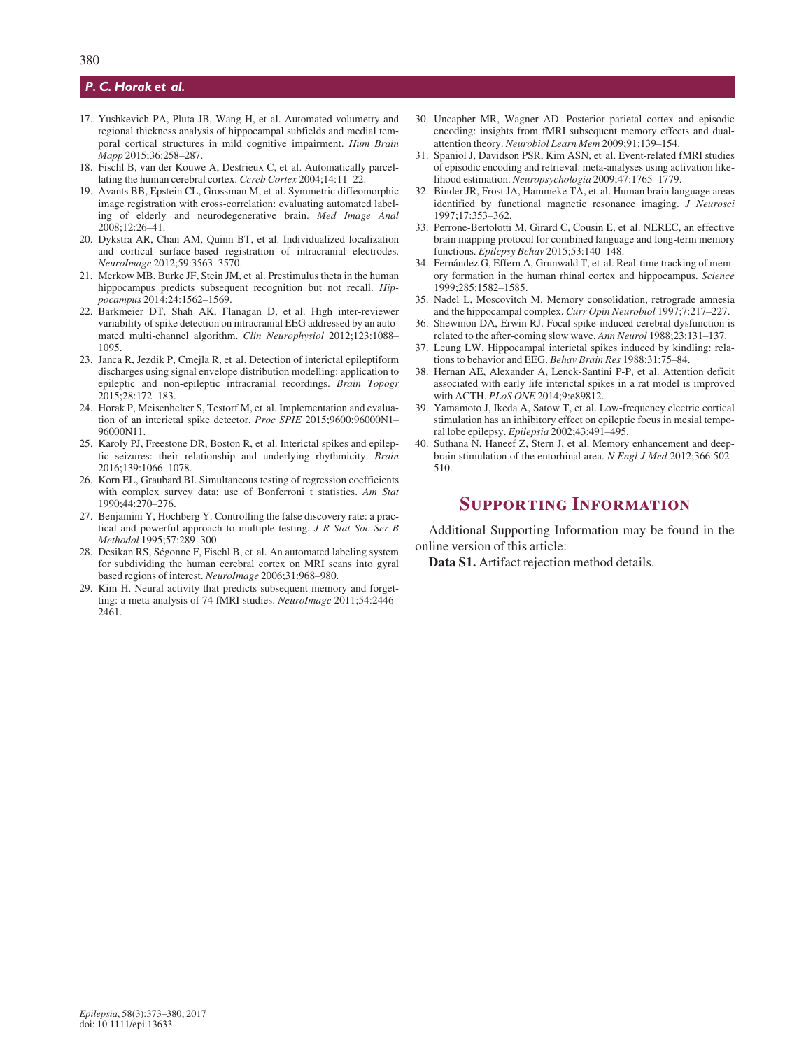17. Yushkevich PA, Pluta JB, Wang H, et al. Automated volumetry and regional thickness analysis of hippocampal subfields and medial temporal cortical structures in mild cognitive impairment. *Hum Brain Mapp* 2015;36:258–287.
18. Fischl B, van der Kouwe A, Destrieux C, et al. Automatically parcellating the human cerebral cortex. *Cereb Cortex* 2004;14:11–22.
19. Avants BB, Epstein CL, Grossman M, et al. Symmetric diffeomorphic image registration with cross-correlation: evaluating automated labeling of elderly and neurodegenerative brain. *Med Image Anal* 2008;12:26–41.
20. Dykstra AR, Chan AM, Quinn BT, et al. Individualized localization and cortical surface-based registration of intracranial electrodes. *NeuroImage* 2012;59:3563–3570.
21. Merkow MB, Burke JF, Stein JM, et al. Prestimulus theta in the human hippocampus predicts subsequent recognition but not recall. *Hippocampus* 2014;24:1562–1569.
22. Barkmeier DT, Shah AK, Flanagan D, et al. High inter-reviewer variability of spike detection on intracranial EEG addressed by an automated multi-channel algorithm. *Clin Neurophysiol* 2012;123:1088–1095.
23. Janca R, Jezdik P, Cmejla R, et al. Detection of interictal epileptiform discharges using signal envelope distribution modelling: application to epileptic and non-epileptic intracranial recordings. *Brain Topogr* 2015;28:172–183.
24. Horak P, Meisenhelter S, Testorf M, et al. Implementation and evaluation of an interictal spike detector. *Proc SPIE* 2015;9600:96000N1–96000N11.
25. Karoly PJ, Freestone DR, Boston R, et al. Interictal spikes and epileptic seizures: their relationship and underlying rhythmicity. *Brain* 2016;139:1066–1078.
26. Korn EL, Graubard BI. Simultaneous testing of regression coefficients with complex survey data: use of Bonferroni t statistics. *Am Stat* 1990;44:270–276.
27. Benjamini Y, Hochberg Y. Controlling the false discovery rate: a practical and powerful approach to multiple testing. *J R Stat Soc Ser B Methodol* 1995;57:289–300.
28. Desikan RS, Ségonne F, Fischl B, et al. An automated labeling system for subdividing the human cerebral cortex on MRI scans into gyral based regions of interest. *NeuroImage* 2006;31:968–980.
29. Kim H. Neural activity that predicts subsequent memory and forgetting: a meta-analysis of 74 fMRI studies. *NeuroImage* 2011;54:2446–2461.
30. Uncapher MR, Wagner AD. Posterior parietal cortex and episodic encoding: insights from fMRI subsequent memory effects and dual-attention theory. *Neurobiol Learn Mem* 2009;91:139–154.
31. Spaniol J, Davidson PSR, Kim ASN, et al. Event-related fMRI studies of episodic encoding and retrieval: meta-analyses using activation likelihood estimation. *Neuropsychologia* 2009;47:1765–1779.
32. Binder JR, Frost JA, Hammeke TA, et al. Human brain language areas identified by functional magnetic resonance imaging. *J Neurosci* 1997;17:353–362.
33. Perrone-Bertolotti M, Girard C, Cousin E, et al. NEREC, an effective brain mapping protocol for combined language and long-term memory functions. *Epilepsy Behav* 2015;53:140–148.
34. Fernández G, Effern A, Grunwald T, et al. Real-time tracking of memory formation in the human rhinal cortex and hippocampus. *Science* 1999;285:1582–1585.
35. Nadel L, Moscovitch M. Memory consolidation, retrograde amnesia and the hippocampal complex. *Curr Opin Neurobiol* 1997;7:217–227.
36. Shewmon DA, Erwin RJ. Focal spike-induced cerebral dysfunction is related to the after-coming slow wave. *Ann Neurol* 1988;23:131–137.
37. Leung LW. Hippocampal interictal spikes induced by kindling: relations to behavior and EEG. *Behav Brain Res* 1988;31:75–84.
38. Hernan AE, Alexander A, Lenck-Santini P-P, et al. Attention deficit associated with early life interictal spikes in a rat model is improved with ACTH. *PLoS ONE* 2014;9:e89812.
39. Yamamoto J, Ikeda A, Satow T, et al. Low-frequency electric cortical stimulation has an inhibitory effect on epileptic focus in mesial temporal lobe epilepsy. *Epilepsia* 2002;43:491–495.
40. Suthana N, Haneef Z, Stern J, et al. Memory enhancement and deep-brain stimulation of the entorhinal area. *N Engl J Med* 2012;366:502–510.

## Supporting Information

Additional Supporting Information may be found in the online version of this article:

**Data S1.** Artifact rejection method details.